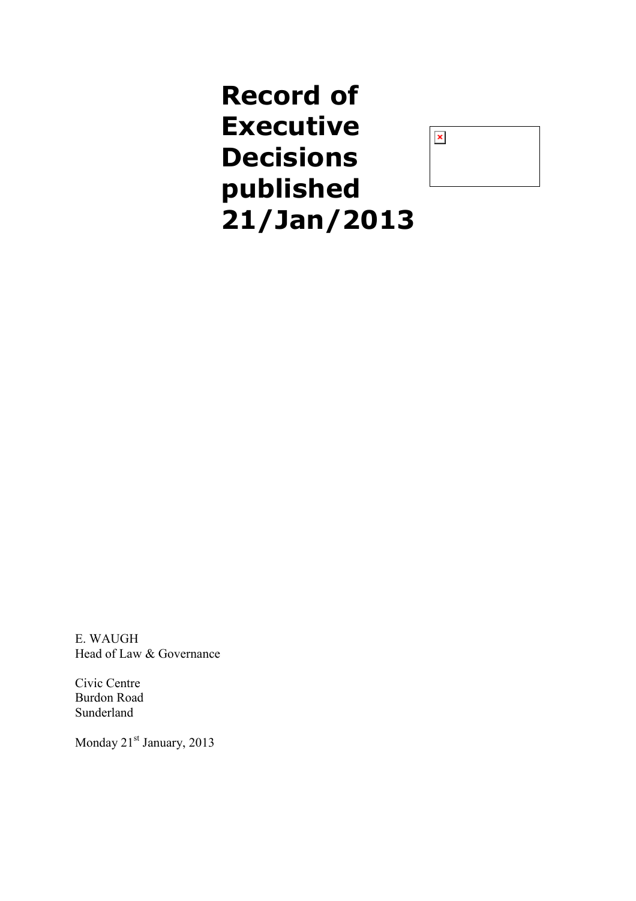# Record of Executive Decisions published 21/Jan/2013

E. WAUGH
Head of Law & Governance

Civic Centre
Burdon Road
Sunderland

Monday 21st January, 2013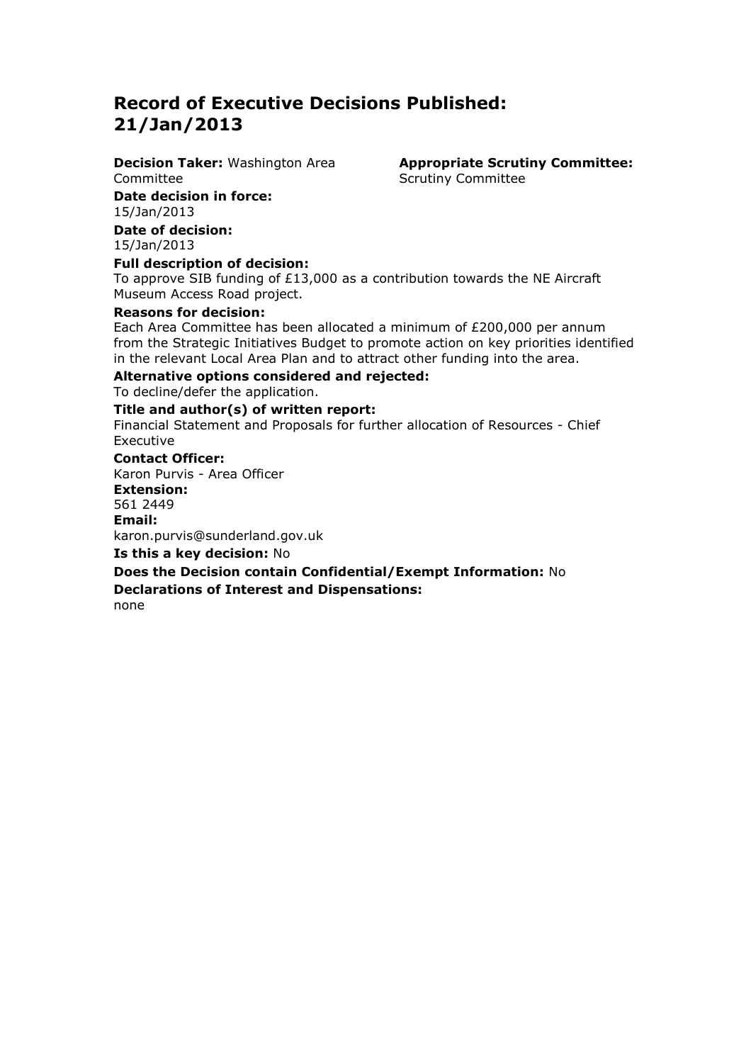# Record of Executive Decisions Published: 21/Jan/2013

**Decision Taker:** Washington Area Committee

**Appropriate Scrutiny Committee:** Scrutiny Committee

**Date decision in force:**
15/Jan/2013

**Date of decision:**
15/Jan/2013

**Full description of decision:**
To approve SIB funding of £13,000 as a contribution towards the NE Aircraft Museum Access Road project.

**Reasons for decision:**
Each Area Committee has been allocated a minimum of £200,000 per annum from the Strategic Initiatives Budget to promote action on key priorities identified in the relevant Local Area Plan and to attract other funding into the area.

**Alternative options considered and rejected:**
To decline/defer the application.

**Title and author(s) of written report:**
Financial Statement and Proposals for further allocation of Resources - Chief Executive

**Contact Officer:**
Karon Purvis - Area Officer

**Extension:**
561 2449

**Email:**
karon.purvis@sunderland.gov.uk

**Is this a key decision:** No

**Does the Decision contain Confidential/Exempt Information:** No

**Declarations of Interest and Dispensations:**
none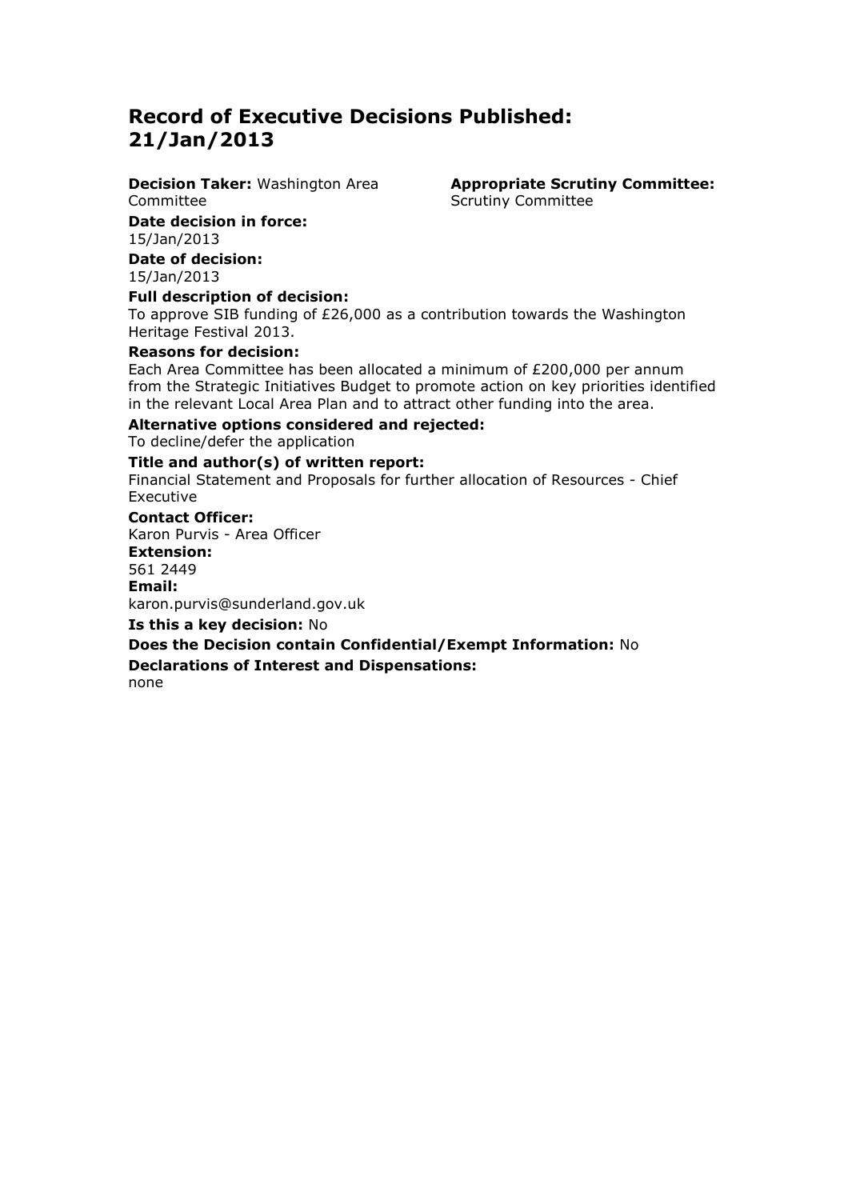# Record of Executive Decisions Published: 21/Jan/2013

**Decision Taker:** Washington Area Committee

**Appropriate Scrutiny Committee:** Scrutiny Committee

**Date decision in force:**
15/Jan/2013

**Date of decision:**
15/Jan/2013

**Full description of decision:**
To approve SIB funding of £26,000 as a contribution towards the Washington Heritage Festival 2013.

**Reasons for decision:**
Each Area Committee has been allocated a minimum of £200,000 per annum from the Strategic Initiatives Budget to promote action on key priorities identified in the relevant Local Area Plan and to attract other funding into the area.

**Alternative options considered and rejected:**
To decline/defer the application

**Title and author(s) of written report:**
Financial Statement and Proposals for further allocation of Resources - Chief Executive

**Contact Officer:**
Karon Purvis - Area Officer

**Extension:**
561 2449

**Email:**
karon.purvis@sunderland.gov.uk

**Is this a key decision:** No

**Does the Decision contain Confidential/Exempt Information:** No

**Declarations of Interest and Dispensations:**
none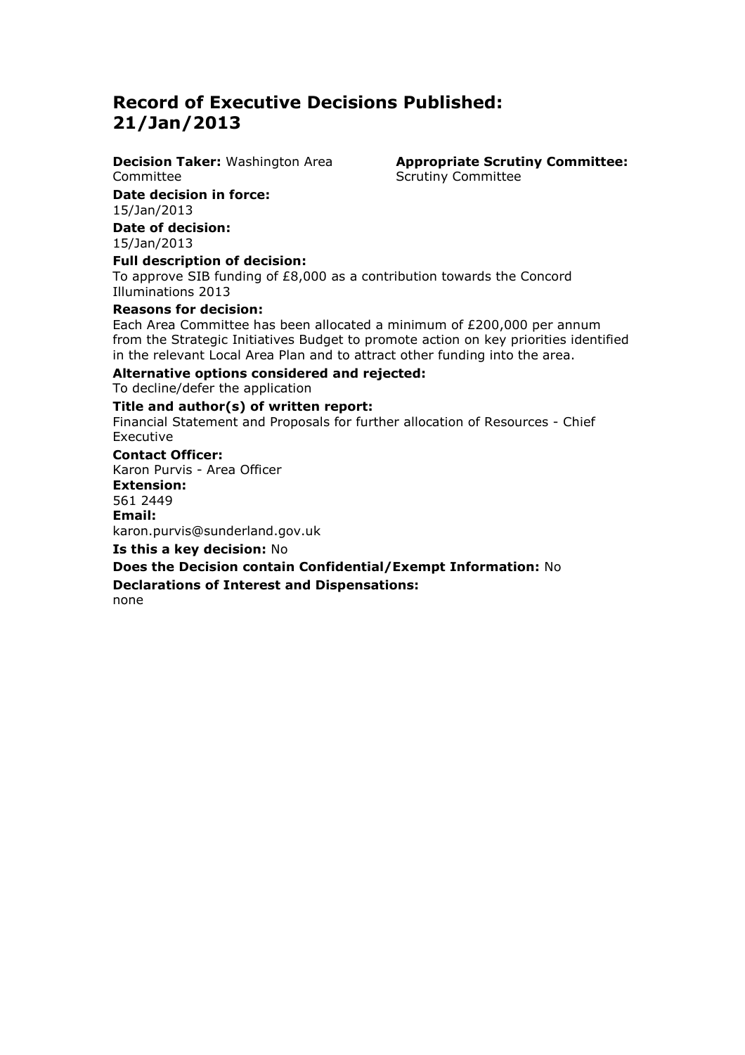# Record of Executive Decisions Published: 21/Jan/2013

**Decision Taker:** Washington Area Committee

**Appropriate Scrutiny Committee:** Scrutiny Committee

**Date decision in force:**
15/Jan/2013

**Date of decision:**
15/Jan/2013

**Full description of decision:**
To approve SIB funding of £8,000 as a contribution towards the Concord Illuminations 2013

**Reasons for decision:**
Each Area Committee has been allocated a minimum of £200,000 per annum from the Strategic Initiatives Budget to promote action on key priorities identified in the relevant Local Area Plan and to attract other funding into the area.

**Alternative options considered and rejected:**
To decline/defer the application

**Title and author(s) of written report:**
Financial Statement and Proposals for further allocation of Resources - Chief Executive

**Contact Officer:**
Karon Purvis - Area Officer

**Extension:**
561 2449

**Email:**
karon.purvis@sunderland.gov.uk

**Is this a key decision:** No

**Does the Decision contain Confidential/Exempt Information:** No

**Declarations of Interest and Dispensations:**
none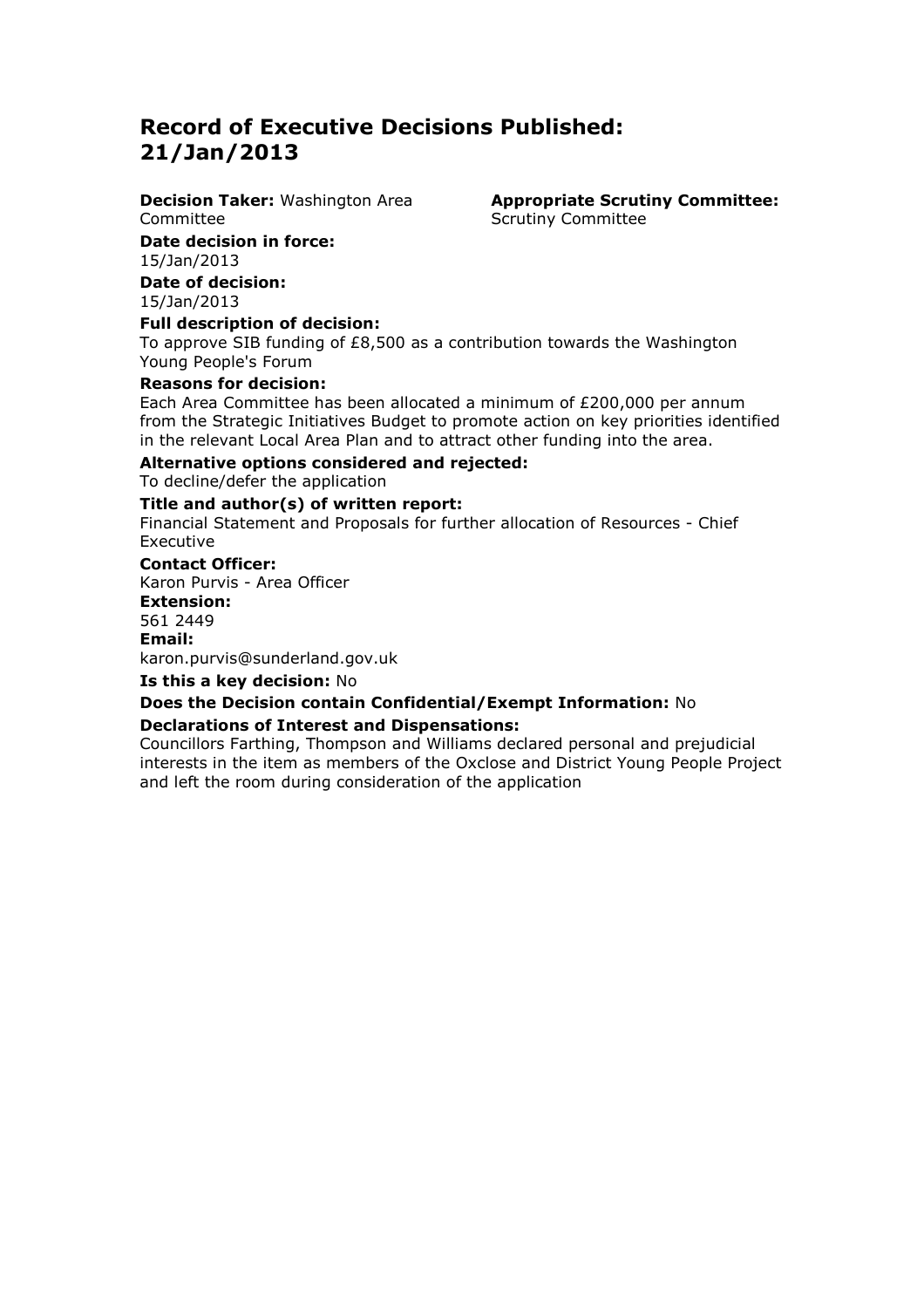# Record of Executive Decisions Published: 21/Jan/2013

**Decision Taker:** Washington Area Committee

**Appropriate Scrutiny Committee:** Scrutiny Committee

**Date decision in force:**
15/Jan/2013

**Date of decision:**
15/Jan/2013

**Full description of decision:**
To approve SIB funding of £8,500 as a contribution towards the Washington Young People's Forum

**Reasons for decision:**
Each Area Committee has been allocated a minimum of £200,000 per annum from the Strategic Initiatives Budget to promote action on key priorities identified in the relevant Local Area Plan and to attract other funding into the area.

**Alternative options considered and rejected:**
To decline/defer the application

**Title and author(s) of written report:**
Financial Statement and Proposals for further allocation of Resources - Chief Executive

**Contact Officer:**
Karon Purvis - Area Officer

**Extension:**
561 2449

**Email:**
karon.purvis@sunderland.gov.uk

**Is this a key decision:** No

**Does the Decision contain Confidential/Exempt Information:** No

**Declarations of Interest and Dispensations:**
Councillors Farthing, Thompson and Williams declared personal and prejudicial interests in the item as members of the Oxclose and District Young People Project and left the room during consideration of the application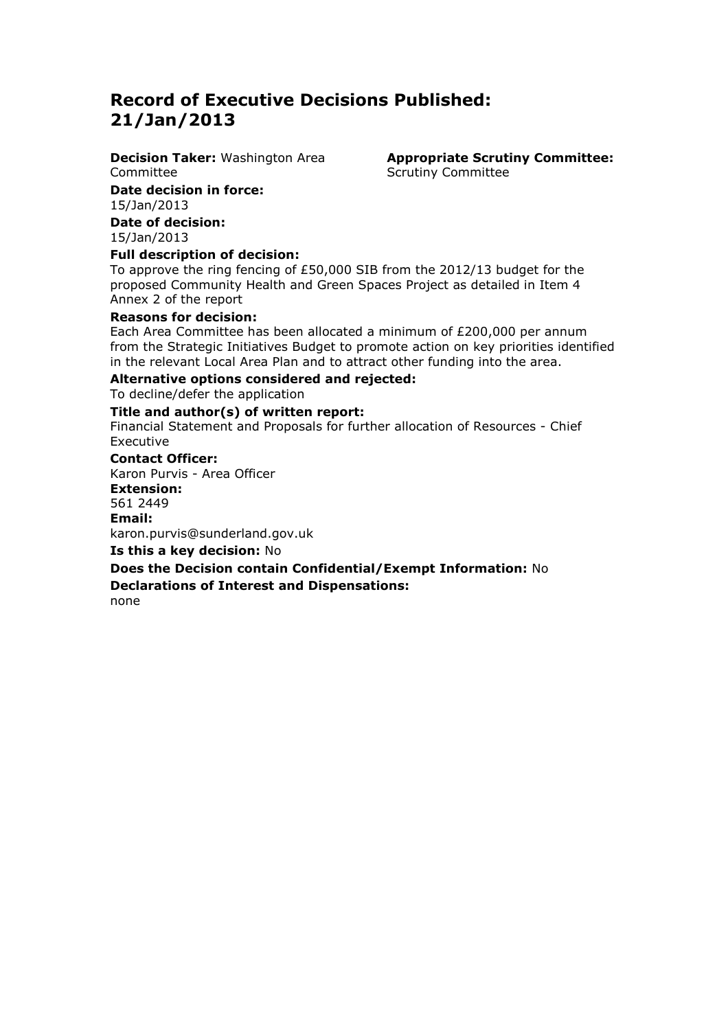# Record of Executive Decisions Published: 21/Jan/2013

**Decision Taker:** Washington Area Committee

**Appropriate Scrutiny Committee:** Scrutiny Committee

**Date decision in force:**
15/Jan/2013

**Date of decision:**
15/Jan/2013

**Full description of decision:**
To approve the ring fencing of £50,000 SIB from the 2012/13 budget for the proposed Community Health and Green Spaces Project as detailed in Item 4 Annex 2 of the report

**Reasons for decision:**
Each Area Committee has been allocated a minimum of £200,000 per annum from the Strategic Initiatives Budget to promote action on key priorities identified in the relevant Local Area Plan and to attract other funding into the area.

**Alternative options considered and rejected:**
To decline/defer the application

**Title and author(s) of written report:**
Financial Statement and Proposals for further allocation of Resources - Chief Executive

**Contact Officer:**
Karon Purvis - Area Officer

**Extension:**
561 2449

**Email:**
karon.purvis@sunderland.gov.uk

**Is this a key decision:** No

**Does the Decision contain Confidential/Exempt Information:** No

**Declarations of Interest and Dispensations:**
none